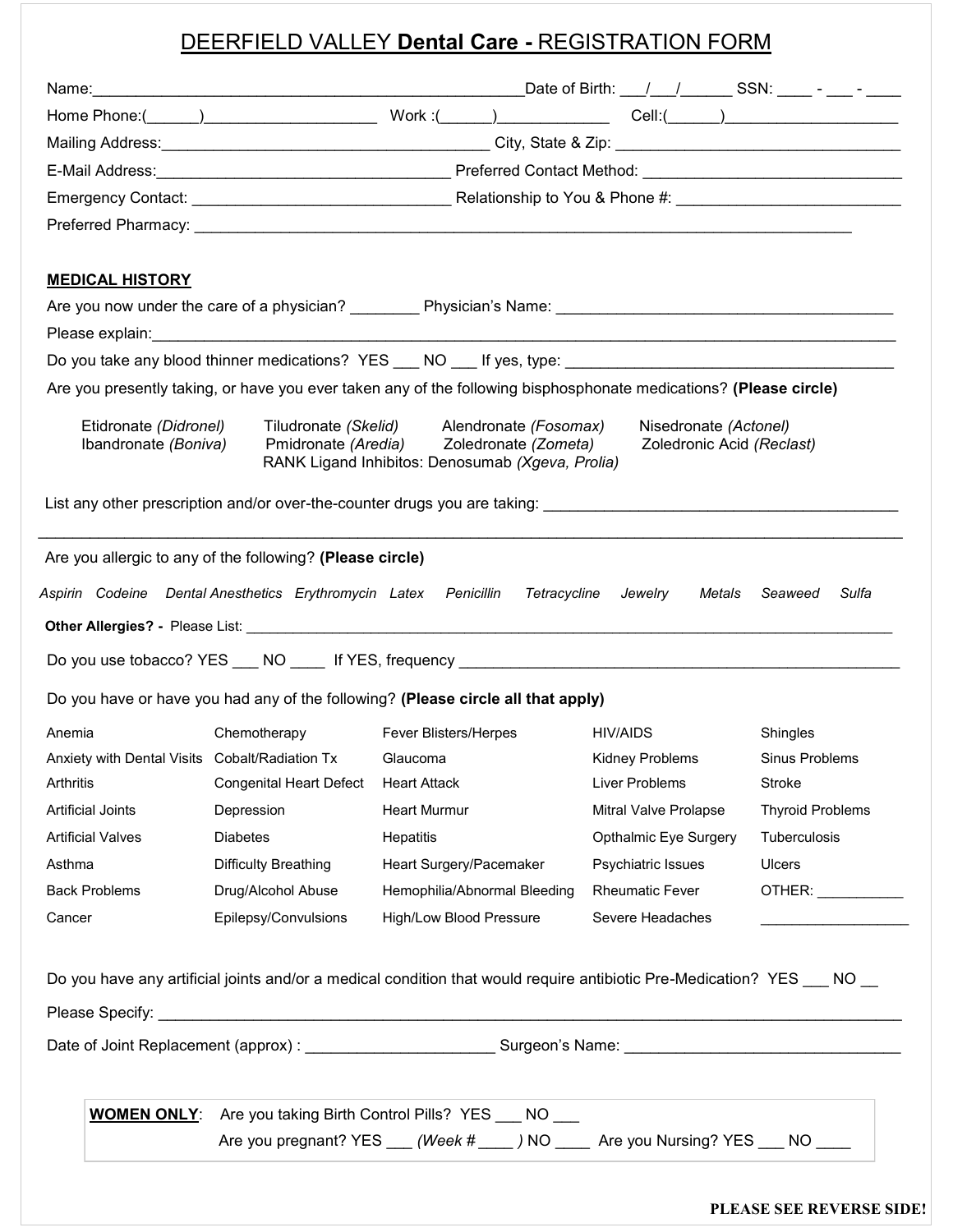# DEERFIELD VALLEY **Dental Care -** REGISTRATION FORM

Name:__________________________________________________Date of Birth: ___/___/______ SSN: ____ - ___ - ____

Home Phone:(______)____________________ Work :(______)____________ Cell:(______)____________________

Mailing Address:_____________________________________ City, State & Zip: _________________________________

E-Mail Address:_________________________________ Preferred Contact Method: ______________________________

Emergency Contact: _____________________________ Relationship to You & Phone #: __________________________

Preferred Pharmacy: _____________________________________________________________________________

**MEDICAL HISTORY**

Are you now under the care of a physician? ________ Physician's Name: ______________________________________

Please explain:_________________________________________________________________________________

Do you take any blood thinner medications? YES ___ NO ___ If yes, type: ______________________________________

Are you presently taking, or have you ever taken any of the following bisphosphonate medications? **(Please circle)**

Etidronate *(Didronel)* Tiludronate *(Skelid)* Alendronate *(Fosomax)* Nisedronate *(Actonel)*
Ibandronate *(Boniva)* Pmidronate *(Aredia)* Zoledronate *(Zometa)* Zoledronic Acid *(Reclast)*
RANK Ligand Inhibitos: Denosumab *(Xgeva, Prolia)*

List any other prescription and/or over-the-counter drugs you are taking: __________________________________________

___________________________________________________________________________________________

Are you allergic to any of the following? **(Please circle)**

*Aspirin Codeine Dental Anesthetics Erythromycin Latex Penicillin Tetracycline Jewelry Metals Seaweed Sulfa*

**Other Allergies? -** Please List: __________________________________________________________________

Do you use tobacco? YES ___ NO ____ If YES, frequency ___________________________________________________

Do you have or have you had any of the following? **(Please circle all that apply)**

| | | | | |
|---|---|---|---|---|
| Anemia | Chemotherapy | Fever Blisters/Herpes | HIV/AIDS | Shingles |
| Anxiety with Dental Visits | Cobalt/Radiation Tx | Glaucoma | Kidney Problems | Sinus Problems |
| Arthritis | Congenital Heart Defect | Heart Attack | Liver Problems | Stroke |
| Artificial Joints | Depression | Heart Murmur | Mitral Valve Prolapse | Thyroid Problems |
| Artificial Valves | Diabetes | Hepatitis | Opthalmic Eye Surgery | Tuberculosis |
| Asthma | Difficulty Breathing | Heart Surgery/Pacemaker | Psychiatric Issues | Ulcers |
| Back Problems | Drug/Alcohol Abuse | Hemophilia/Abnormal Bleeding | Rheumatic Fever | OTHER: ___________ |
| Cancer | Epilepsy/Convulsions | High/Low Blood Pressure | Severe Headaches | ________________ |

Do you have any artificial joints and/or a medical condition that would require antibiotic Pre-Medication? YES ___ NO __

Please Specify: _________________________________________________________________________________

Date of Joint Replacement (approx) : _____________________ Surgeon's Name: ________________________________

**WOMEN ONLY**: Are you taking Birth Control Pills? YES ___ NO ___
Are you pregnant? YES ___ *(Week # ____ )* NO ____ Are you Nursing? YES ___ NO ____

**PLEASE SEE REVERSE SIDE!**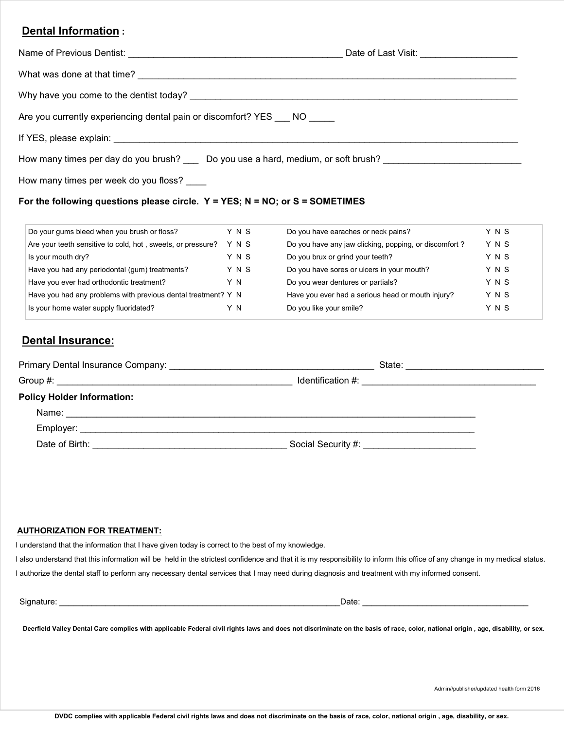## Dental Information :

Name of Previous Dentist: ________________________________________ Date of Last Visit: __________________

What was done at that time? ________________________________________________________________________

Why have you come to the dentist today? ______________________________________________________________

Are you currently experiencing dental pain or discomfort? YES ___ NO _____

If YES, please explain: ____________________________________________________________________________

How many times per day do you brush? ___ Do you use a hard, medium, or soft brush? _________________________

How many times per week do you floss? ____

**For the following questions please circle. Y = YES; N = NO; or S = SOMETIMES**

| | | | |
|---|---|---|---|
| Do your gums bleed when you brush or floss? | Y N S | Do you have earaches or neck pains? | Y N S |
| Are your teeth sensitive to cold, hot , sweets, or pressure? | Y N S | Do you have any jaw clicking, popping, or discomfort ? | Y N S |
| Is your mouth dry? | Y N S | Do you brux or grind your teeth? | Y N S |
| Have you had any periodontal (gum) treatments? | Y N S | Do you have sores or ulcers in your mouth? | Y N S |
| Have you ever had orthodontic treatment? | Y N | Do you wear dentures or partials? | Y N S |
| Have you had any problems with previous dental treatment? | Y N | Have you ever had a serious head or mouth injury? | Y N S |
| Is your home water supply fluoridated? | Y N | Do you like your smile? | Y N S |

## Dental Insurance:

Primary Dental Insurance Company: ______________________________________ State: __________________________

Group #: ______________________________________________ Identification #: _________________________________

**Policy Holder Information:**

Name: ________________________________________________________________________________

Employer: _____________________________________________________________________________

Date of Birth: _____________________________________ Social Security #: _____________________

**AUTHORIZATION FOR TREATMENT:**

I understand that the information that I have given today is correct to the best of my knowledge.

I also understand that this information will be held in the strictest confidence and that it is my responsibility to inform this office of any change in my medical status.

I authorize the dental staff to perform any necessary dental services that I may need during diagnosis and treatment with my informed consent.

Signature: ___________________________________________________________Date: __________________________________

**Deerfield Valley Dental Care complies with applicable Federal civil rights laws and does not discriminate on the basis of race, color, national origin , age, disability, or sex.**

Admin//publisher/updated health form 2016

**DVDC complies with applicable Federal civil rights laws and does not discriminate on the basis of race, color, national origin , age, disability, or sex.**